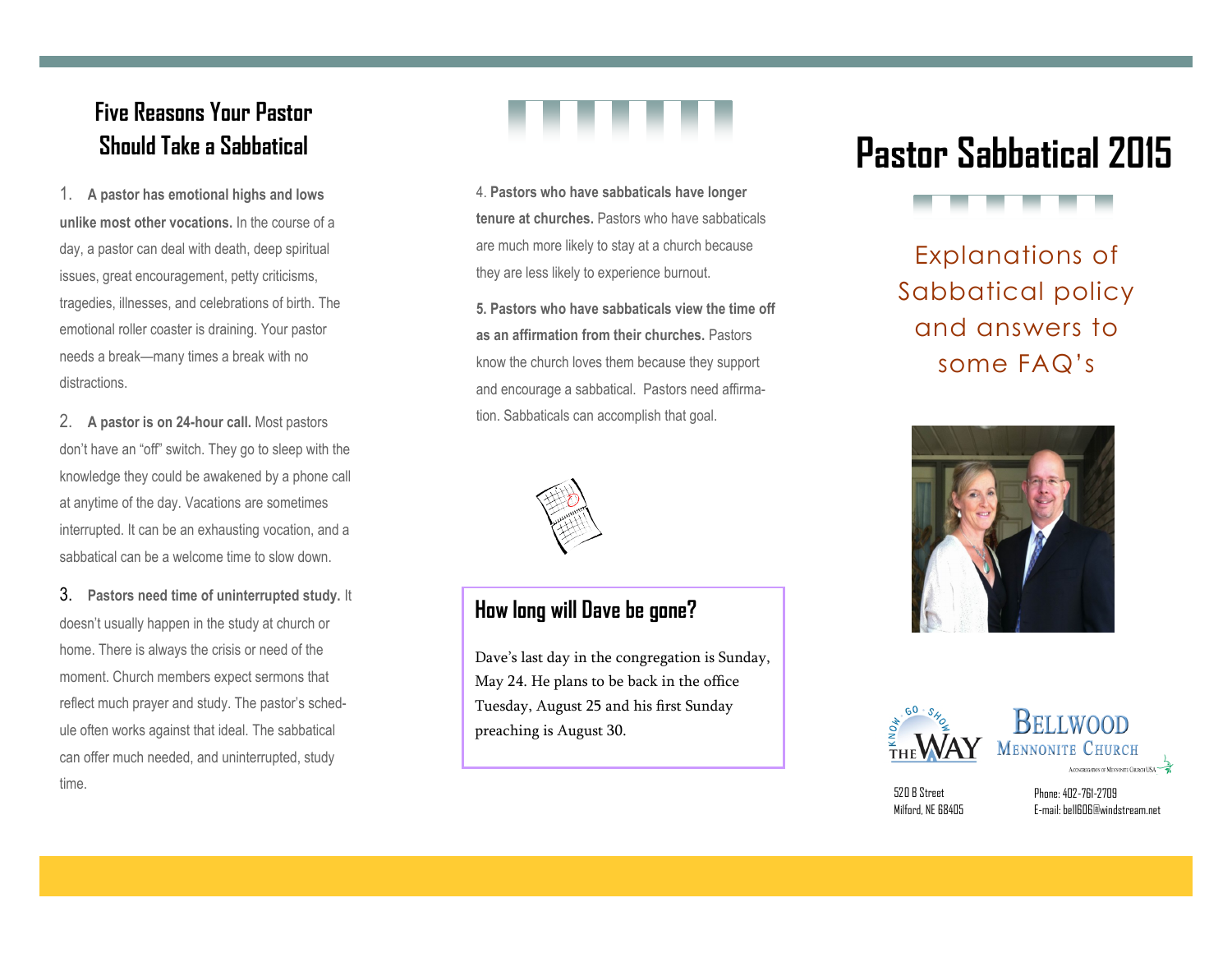## Five Reasons Your Pastor Should Take a Sabbatical

1. **A pastor has emotional highs and lows unlike most other vocations.** In the course of a day, a pastor can deal with death, deep spiritual issues, great encouragement, petty criticisms, tragedies, illnesses, and celebrations of birth. The emotional roller coaster is draining. Your pastor needs a break—many times a break with no distractions.

2. **A pastor is on 24-hour call.** Most pastors don't have an "off" switch. They go to sleep with the knowledge they could be awakened by a phone call at anytime of the day. Vacations are sometimes interrupted. It can be an exhausting vocation, and a sabbatical can be a welcome time to slow down.

3. **Pastors need time of uninterrupted study.** It doesn't usually happen in the study at church or home. There is always the crisis or need of the moment. Church members expect sermons that reflect much prayer and study. The pastor's schedule often works against that ideal. The sabbatical can offer much needed, and uninterrupted, study time.

4. **Pastors who have sabbaticals have longer tenure at churches.** Pastors who have sabbaticals are much more likely to stay at a church because they are less likely to experience burnout.

5. **Pastors who have sabbaticals view the time off as an affirmation from their churches.** Pastors know the church loves them because they support and encourage a sabbatical. Pastors need affirmation. Sabbaticals can accomplish that goal.

### How long will Dave be gone?

Dave's last day in the congregation is Sunday, May 24. He plans to be back in the office Tuesday, August 25 and his first Sunday preaching is August 30.

# Pastor Sabbatical 2015

Explanations of Sabbatical policy and answers to some FAQ's

Know · Go · Show THE WAY

Bellwood Mennonite Church
A Congregation of Mennonite Church USA

520 B Street
Milford, NE 68405

Phone: 402-761-2709
E-mail: bell606@windstream.net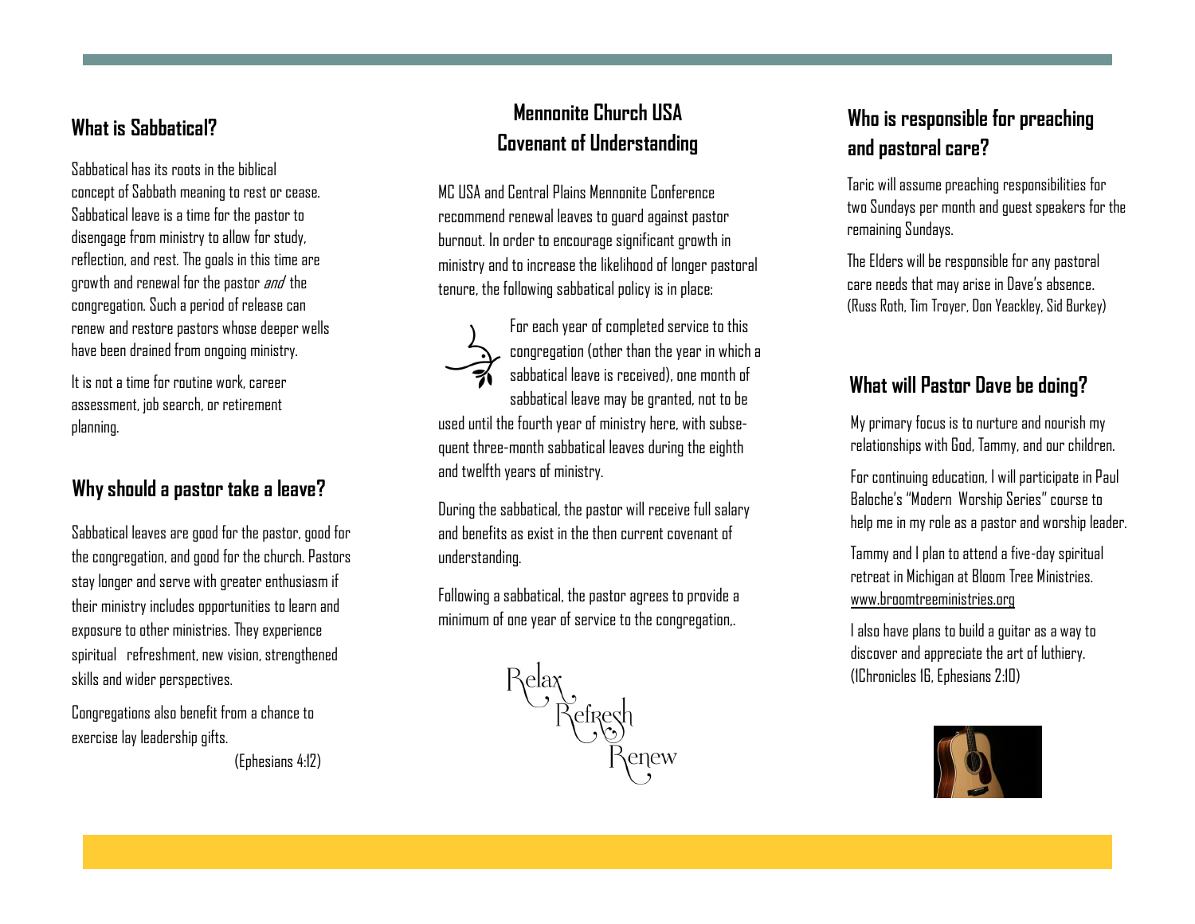## What is Sabbatical?

Sabbatical has its roots in the biblical concept of Sabbath meaning to rest or cease. Sabbatical leave is a time for the pastor to disengage from ministry to allow for study, reflection, and rest. The goals in this time are growth and renewal for the pastor *and* the congregation. Such a period of release can renew and restore pastors whose deeper wells have been drained from ongoing ministry.

It is not a time for routine work, career assessment, job search, or retirement planning.

## Why should a pastor take a leave?

Sabbatical leaves are good for the pastor, good for the congregation, and good for the church. Pastors stay longer and serve with greater enthusiasm if their ministry includes opportunities to learn and exposure to other ministries. They experience spiritual refreshment, new vision, strengthened skills and wider perspectives.

Congregations also benefit from a chance to exercise lay leadership gifts.

(Ephesians 4:12)

## Mennonite Church USA Covenant of Understanding

MC USA and Central Plains Mennonite Conference recommend renewal leaves to guard against pastor burnout. In order to encourage significant growth in ministry and to increase the likelihood of longer pastoral tenure, the following sabbatical policy is in place:

For each year of completed service to this congregation (other than the year in which a sabbatical leave is received), one month of sabbatical leave may be granted, not to be used until the fourth year of ministry here, with subsequent three-month sabbatical leaves during the eighth and twelfth years of ministry.

During the sabbatical, the pastor will receive full salary and benefits as exist in the then current covenant of understanding.

Following a sabbatical, the pastor agrees to provide a minimum of one year of service to the congregation,.

Relax
Refresh
Renew

## Who is responsible for preaching and pastoral care?

Taric will assume preaching responsibilities for two Sundays per month and guest speakers for the remaining Sundays.

The Elders will be responsible for any pastoral care needs that may arise in Dave's absence. (Russ Roth, Tim Troyer, Don Yeackley, Sid Burkey)

## What will Pastor Dave be doing?

My primary focus is to nurture and nourish my relationships with God, Tammy, and our children.

For continuing education, I will participate in Paul Baloche's "Modern Worship Series" course to help me in my role as a pastor and worship leader.

Tammy and I plan to attend a five-day spiritual retreat in Michigan at Bloom Tree Ministries. www.broomtreeministries.org

I also have plans to build a guitar as a way to discover and appreciate the art of luthiery. (1Chronicles 16, Ephesians 2:10)